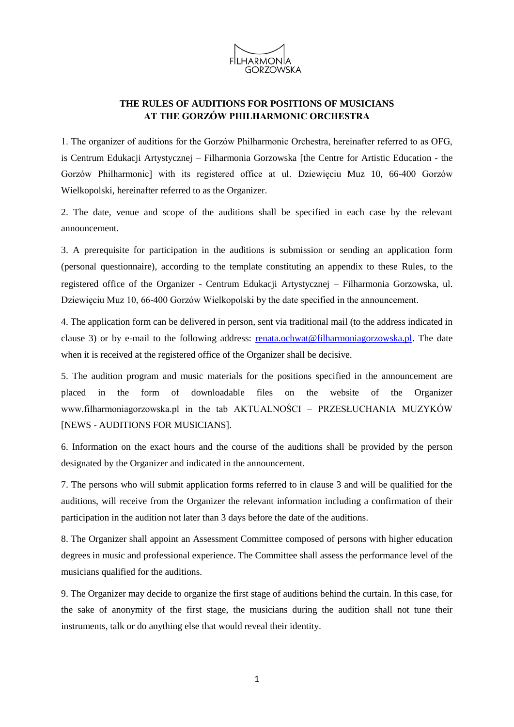FILHARMONIA GORZOWSKA

# THE RULES OF AUDITIONS FOR POSITIONS OF MUSICIANS AT THE GORZÓW PHILHARMONIC ORCHESTRA

1. The organizer of auditions for the Gorzów Philharmonic Orchestra, hereinafter referred to as OFG, is Centrum Edukacji Artystycznej – Filharmonia Gorzowska [the Centre for Artistic Education - the Gorzów Philharmonic] with its registered office at ul. Dziewięciu Muz 10, 66-400 Gorzów Wielkopolski, hereinafter referred to as the Organizer.

2. The date, venue and scope of the auditions shall be specified in each case by the relevant announcement.

3. A prerequisite for participation in the auditions is submission or sending an application form (personal questionnaire), according to the template constituting an appendix to these Rules, to the registered office of the Organizer - Centrum Edukacji Artystycznej – Filharmonia Gorzowska, ul. Dziewięciu Muz 10, 66-400 Gorzów Wielkopolski by the date specified in the announcement.

4. The application form can be delivered in person, sent via traditional mail (to the address indicated in clause 3) or by e-mail to the following address: renata.ochwat@filharmoniagorzowska.pl. The date when it is received at the registered office of the Organizer shall be decisive.

5. The audition program and music materials for the positions specified in the announcement are placed in the form of downloadable files on the website of the Organizer www.filharmoniagorzowska.pl in the tab AKTUALNOŚCI – PRZESŁUCHANIA MUZYKÓW [NEWS - AUDITIONS FOR MUSICIANS].

6. Information on the exact hours and the course of the auditions shall be provided by the person designated by the Organizer and indicated in the announcement.

7. The persons who will submit application forms referred to in clause 3 and will be qualified for the auditions, will receive from the Organizer the relevant information including a confirmation of their participation in the audition not later than 3 days before the date of the auditions.

8. The Organizer shall appoint an Assessment Committee composed of persons with higher education degrees in music and professional experience. The Committee shall assess the performance level of the musicians qualified for the auditions.

9. The Organizer may decide to organize the first stage of auditions behind the curtain. In this case, for the sake of anonymity of the first stage, the musicians during the audition shall not tune their instruments, talk or do anything else that would reveal their identity.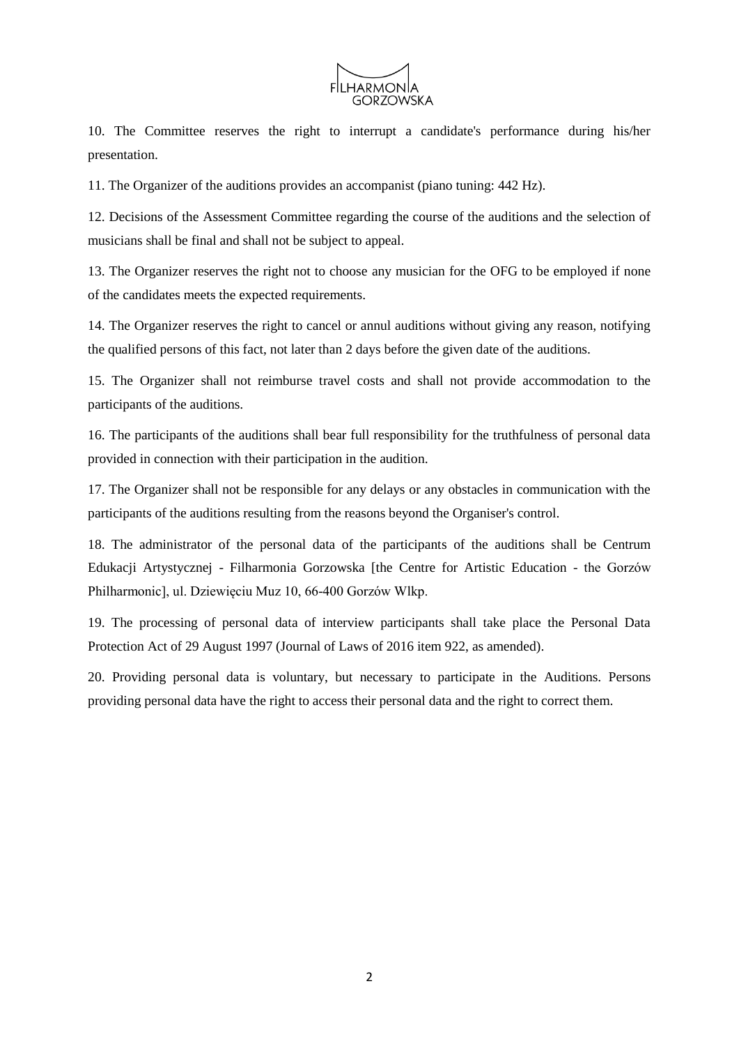10. The Committee reserves the right to interrupt a candidate's performance during his/her presentation.

11. The Organizer of the auditions provides an accompanist (piano tuning: 442 Hz).

12. Decisions of the Assessment Committee regarding the course of the auditions and the selection of musicians shall be final and shall not be subject to appeal.

13. The Organizer reserves the right not to choose any musician for the OFG to be employed if none of the candidates meets the expected requirements.

14. The Organizer reserves the right to cancel or annul auditions without giving any reason, notifying the qualified persons of this fact, not later than 2 days before the given date of the auditions.

15. The Organizer shall not reimburse travel costs and shall not provide accommodation to the participants of the auditions.

16. The participants of the auditions shall bear full responsibility for the truthfulness of personal data provided in connection with their participation in the audition.

17. The Organizer shall not be responsible for any delays or any obstacles in communication with the participants of the auditions resulting from the reasons beyond the Organiser's control.

18. The administrator of the personal data of the participants of the auditions shall be Centrum Edukacji Artystycznej - Filharmonia Gorzowska [the Centre for Artistic Education - the Gorzów Philharmonic], ul. Dziewięciu Muz 10, 66-400 Gorzów Wlkp.

19. The processing of personal data of interview participants shall take place the Personal Data Protection Act of 29 August 1997 (Journal of Laws of 2016 item 922, as amended).

20. Providing personal data is voluntary, but necessary to participate in the Auditions. Persons providing personal data have the right to access their personal data and the right to correct them.